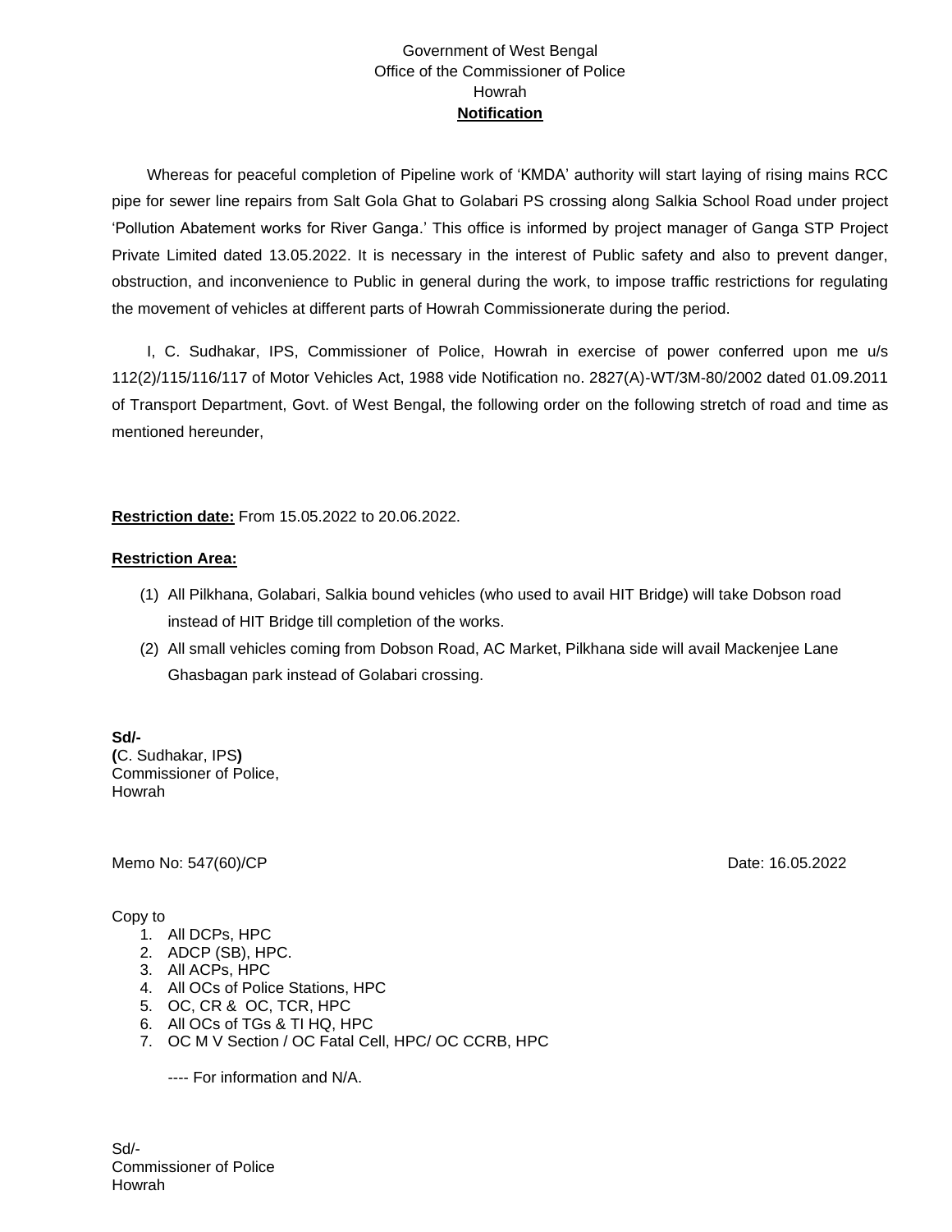Government of West Bengal
Office of the Commissioner of Police
Howrah

**Notification**

Whereas for peaceful completion of Pipeline work of 'KMDA' authority will start laying of rising mains RCC pipe for sewer line repairs from Salt Gola Ghat to Golabari PS crossing along Salkia School Road under project 'Pollution Abatement works for River Ganga.' This office is informed by project manager of Ganga STP Project Private Limited dated 13.05.2022. It is necessary in the interest of Public safety and also to prevent danger, obstruction, and inconvenience to Public in general during the work, to impose traffic restrictions for regulating the movement of vehicles at different parts of Howrah Commissionerate during the period.

I, C. Sudhakar, IPS, Commissioner of Police, Howrah in exercise of power conferred upon me u/s 112(2)/115/116/117 of Motor Vehicles Act, 1988 vide Notification no. 2827(A)-WT/3M-80/2002 dated 01.09.2011 of Transport Department, Govt. of West Bengal, the following order on the following stretch of road and time as mentioned hereunder,

**Restriction date:** From 15.05.2022 to 20.06.2022.

**Restriction Area:**

(1) All Pilkhana, Golabari, Salkia bound vehicles (who used to avail HIT Bridge) will take Dobson road instead of HIT Bridge till completion of the works.
(2) All small vehicles coming from Dobson Road, AC Market, Pilkhana side will avail Mackenjee Lane Ghasbagan park instead of Golabari crossing.

**Sd/-**
**(**C. Sudhakar, IPS**)**
Commissioner of Police,
Howrah

Memo No: 547(60)/CP | Date: 16.05.2022

Copy to

1. All DCPs, HPC
2. ADCP (SB), HPC.
3. All ACPs, HPC
4. All OCs of Police Stations, HPC
5. OC, CR & OC, TCR, HPC
6. All OCs of TGs & TI HQ, HPC
7. OC M V Section / OC Fatal Cell, HPC/ OC CCRB, HPC

---- For information and N/A.

Sd/-
Commissioner of Police
Howrah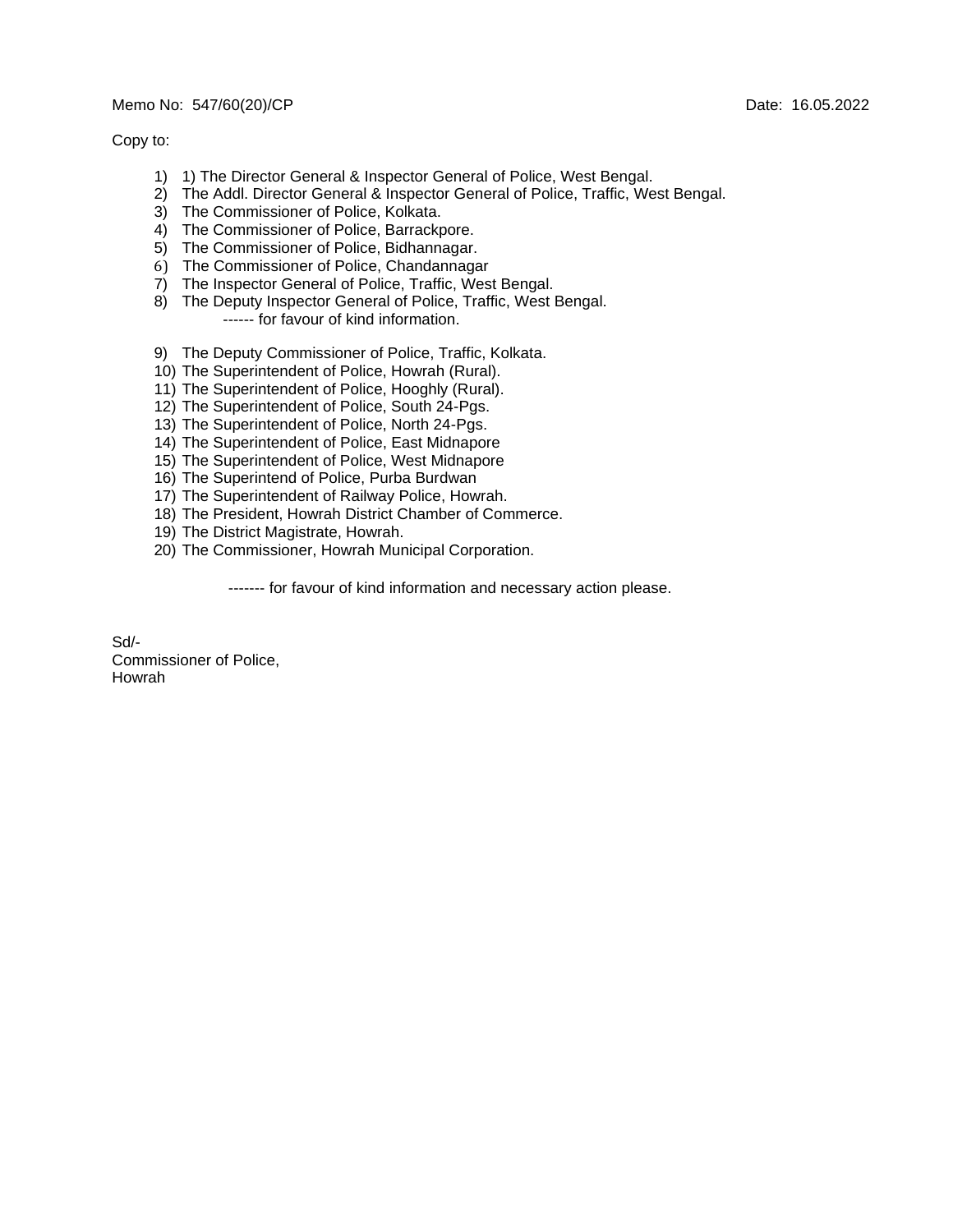Memo No: 547/60(20)/CP Date: 16.05.2022

Copy to:

1) 1) The Director General & Inspector General of Police, West Bengal.
2) The Addl. Director General & Inspector General of Police, Traffic, West Bengal.
3) The Commissioner of Police, Kolkata.
4) The Commissioner of Police, Barrackpore.
5) The Commissioner of Police, Bidhannagar.
6) The Commissioner of Police, Chandannagar
7) The Inspector General of Police, Traffic, West Bengal.
8) The Deputy Inspector General of Police, Traffic, West Bengal.

------ for favour of kind information.

9) The Deputy Commissioner of Police, Traffic, Kolkata.
10) The Superintendent of Police, Howrah (Rural).
11) The Superintendent of Police, Hooghly (Rural).
12) The Superintendent of Police, South 24-Pgs.
13) The Superintendent of Police, North 24-Pgs.
14) The Superintendent of Police, East Midnapore
15) The Superintendent of Police, West Midnapore
16) The Superintend of Police, Purba Burdwan
17) The Superintendent of Railway Police, Howrah.
18) The President, Howrah District Chamber of Commerce.
19) The District Magistrate, Howrah.
20) The Commissioner, Howrah Municipal Corporation.

------- for favour of kind information and necessary action please.

Sd/-
Commissioner of Police,
Howrah